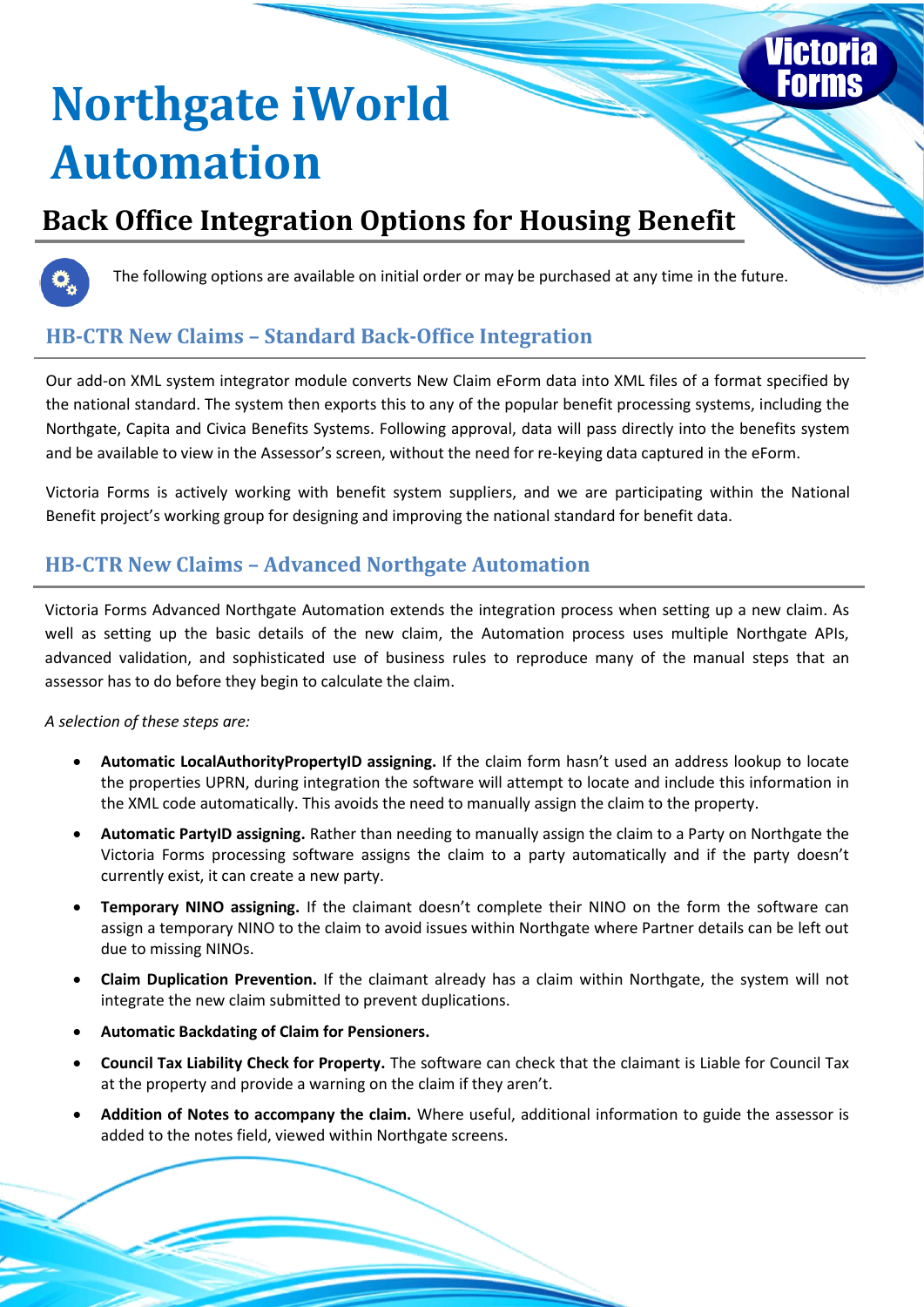# Northgate iWorld Automation

## Back Office Integration Options for Housing Benefit

The following options are available on initial order or may be purchased at any time in the future.

### HB-CTR New Claims – Standard Back-Office Integration

Our add-on XML system integrator module converts New Claim eForm data into XML files of a format specified by the national standard. The system then exports this to any of the popular benefit processing systems, including the Northgate, Capita and Civica Benefits Systems. Following approval, data will pass directly into the benefits system and be available to view in the Assessor's screen, without the need for re-keying data captured in the eForm.

Victoria Forms is actively working with benefit system suppliers, and we are participating within the National Benefit project's working group for designing and improving the national standard for benefit data.

### HB-CTR New Claims – Advanced Northgate Automation

Victoria Forms Advanced Northgate Automation extends the integration process when setting up a new claim. As well as setting up the basic details of the new claim, the Automation process uses multiple Northgate APIs, advanced validation, and sophisticated use of business rules to reproduce many of the manual steps that an assessor has to do before they begin to calculate the claim.

*A selection of these steps are:*

- **Automatic LocalAuthorityPropertyID assigning.** If the claim form hasn't used an address lookup to locate the properties UPRN, during integration the software will attempt to locate and include this information in the XML code automatically. This avoids the need to manually assign the claim to the property.
- **Automatic PartyID assigning.** Rather than needing to manually assign the claim to a Party on Northgate the Victoria Forms processing software assigns the claim to a party automatically and if the party doesn't currently exist, it can create a new party.
- **Temporary NINO assigning.** If the claimant doesn't complete their NINO on the form the software can assign a temporary NINO to the claim to avoid issues within Northgate where Partner details can be left out due to missing NINOs.
- **Claim Duplication Prevention.** If the claimant already has a claim within Northgate, the system will not integrate the new claim submitted to prevent duplications.
- **Automatic Backdating of Claim for Pensioners.**
- **Council Tax Liability Check for Property.** The software can check that the claimant is Liable for Council Tax at the property and provide a warning on the claim if they aren't.
- **Addition of Notes to accompany the claim.** Where useful, additional information to guide the assessor is added to the notes field, viewed within Northgate screens.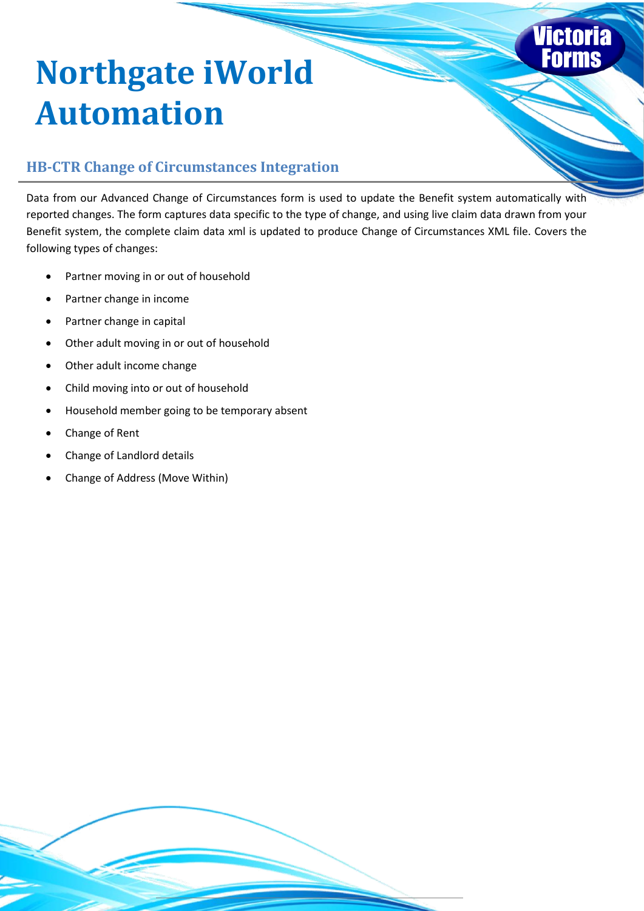# Northgate iWorld Automation

## HB-CTR Change of Circumstances Integration

Data from our Advanced Change of Circumstances form is used to update the Benefit system automatically with reported changes. The form captures data specific to the type of change, and using live claim data drawn from your Benefit system, the complete claim data xml is updated to produce Change of Circumstances XML file. Covers the following types of changes:

- Partner moving in or out of household
- Partner change in income
- Partner change in capital
- Other adult moving in or out of household
- Other adult income change
- Child moving into or out of household
- Household member going to be temporary absent
- Change of Rent
- Change of Landlord details
- Change of Address (Move Within)